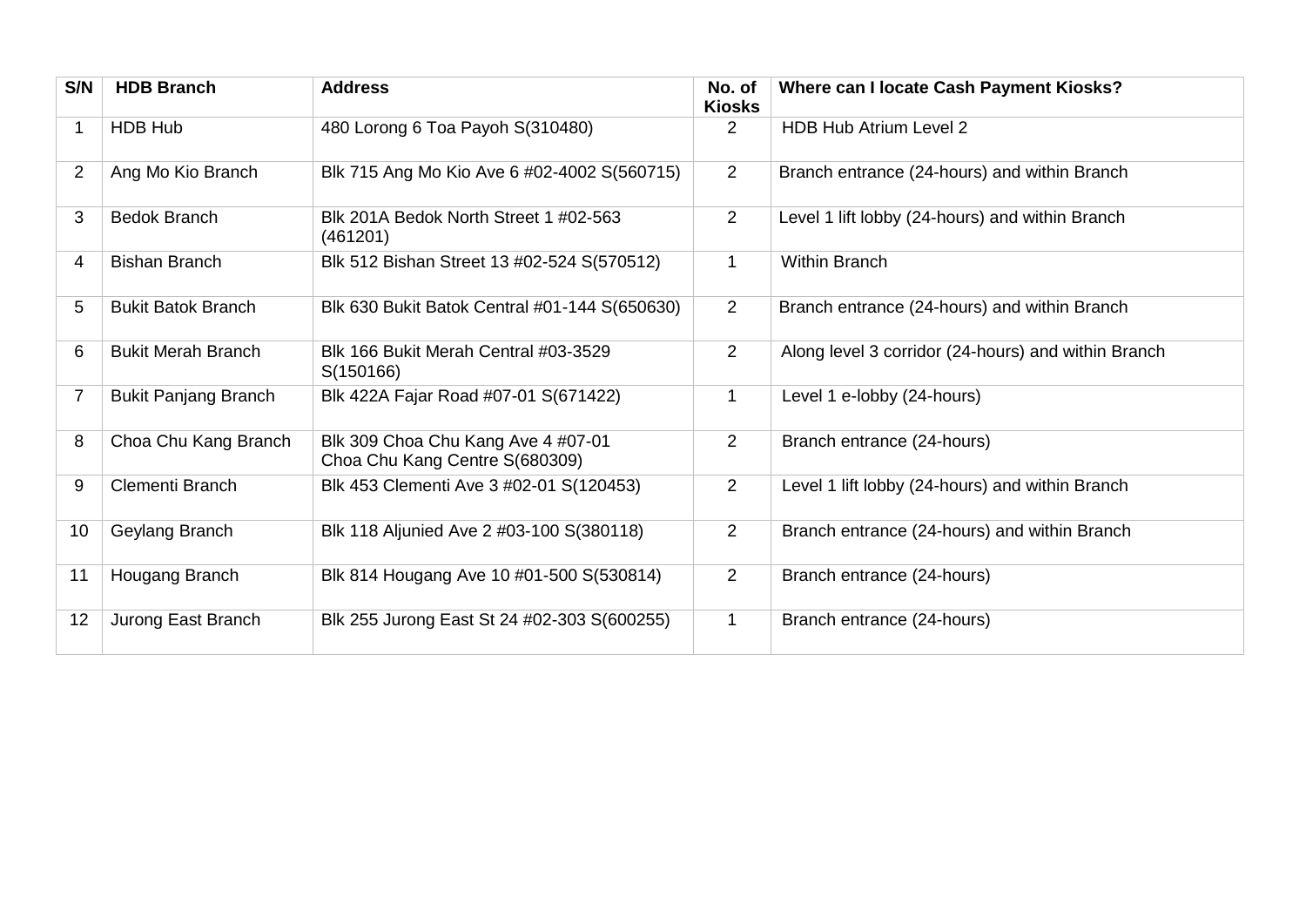| S/N | HDB Branch | Address | No. of Kiosks | Where can I locate Cash Payment Kiosks? |
|---|---|---|---|---|
| 1 | HDB Hub | 480 Lorong 6 Toa Payoh S(310480) | 2 | HDB Hub Atrium Level 2 |
| 2 | Ang Mo Kio Branch | Blk 715 Ang Mo Kio Ave 6 #02-4002 S(560715) | 2 | Branch entrance (24-hours) and within Branch |
| 3 | Bedok Branch | Blk 201A Bedok North Street 1 #02-563 (461201) | 2 | Level 1 lift lobby (24-hours) and within Branch |
| 4 | Bishan Branch | Blk 512 Bishan Street 13 #02-524 S(570512) | 1 | Within Branch |
| 5 | Bukit Batok Branch | Blk 630 Bukit Batok Central #01-144 S(650630) | 2 | Branch entrance (24-hours) and within Branch |
| 6 | Bukit Merah Branch | Blk 166 Bukit Merah Central #03-3529 S(150166) | 2 | Along level 3 corridor (24-hours) and within Branch |
| 7 | Bukit Panjang Branch | Blk 422A Fajar Road #07-01 S(671422) | 1 | Level 1 e-lobby (24-hours) |
| 8 | Choa Chu Kang Branch | Blk 309 Choa Chu Kang Ave 4 #07-01 Choa Chu Kang Centre S(680309) | 2 | Branch entrance (24-hours) |
| 9 | Clementi Branch | Blk 453 Clementi Ave 3 #02-01 S(120453) | 2 | Level 1 lift lobby (24-hours) and within Branch |
| 10 | Geylang Branch | Blk 118 Aljunied Ave 2 #03-100 S(380118) | 2 | Branch entrance (24-hours) and within Branch |
| 11 | Hougang Branch | Blk 814 Hougang Ave 10 #01-500 S(530814) | 2 | Branch entrance (24-hours) |
| 12 | Jurong East Branch | Blk 255 Jurong East St 24 #02-303 S(600255) | 1 | Branch entrance (24-hours) |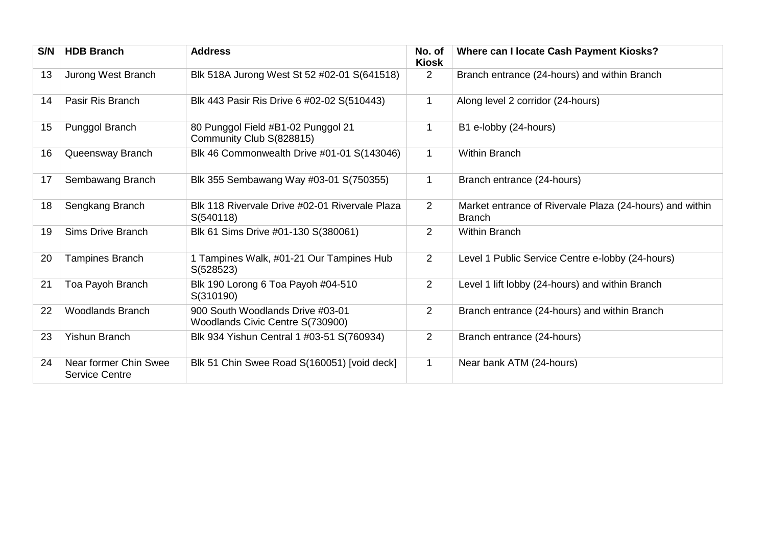| S/N | HDB Branch | Address | No. of Kiosk | Where can I locate Cash Payment Kiosks? |
|---|---|---|---|---|
| 13 | Jurong West Branch | Blk 518A Jurong West St 52 #02-01 S(641518) | 2 | Branch entrance (24-hours) and within Branch |
| 14 | Pasir Ris Branch | Blk 443 Pasir Ris Drive 6 #02-02 S(510443) | 1 | Along level 2 corridor (24-hours) |
| 15 | Punggol Branch | 80 Punggol Field #B1-02 Punggol 21 Community Club S(828815) | 1 | B1 e-lobby (24-hours) |
| 16 | Queensway Branch | Blk 46 Commonwealth Drive #01-01 S(143046) | 1 | Within Branch |
| 17 | Sembawang Branch | Blk 355 Sembawang Way #03-01 S(750355) | 1 | Branch entrance (24-hours) |
| 18 | Sengkang Branch | Blk 118 Rivervale Drive #02-01 Rivervale Plaza S(540118) | 2 | Market entrance of Rivervale Plaza (24-hours) and within Branch |
| 19 | Sims Drive Branch | Blk 61 Sims Drive #01-130 S(380061) | 2 | Within Branch |
| 20 | Tampines Branch | 1 Tampines Walk, #01-21 Our Tampines Hub S(528523) | 2 | Level 1 Public Service Centre e-lobby (24-hours) |
| 21 | Toa Payoh Branch | Blk 190 Lorong 6 Toa Payoh #04-510 S(310190) | 2 | Level 1 lift lobby (24-hours) and within Branch |
| 22 | Woodlands Branch | 900 South Woodlands Drive #03-01 Woodlands Civic Centre S(730900) | 2 | Branch entrance (24-hours) and within Branch |
| 23 | Yishun Branch | Blk 934 Yishun Central 1 #03-51 S(760934) | 2 | Branch entrance (24-hours) |
| 24 | Near former Chin Swee Service Centre | Blk 51 Chin Swee Road S(160051) [void deck] | 1 | Near bank ATM (24-hours) |